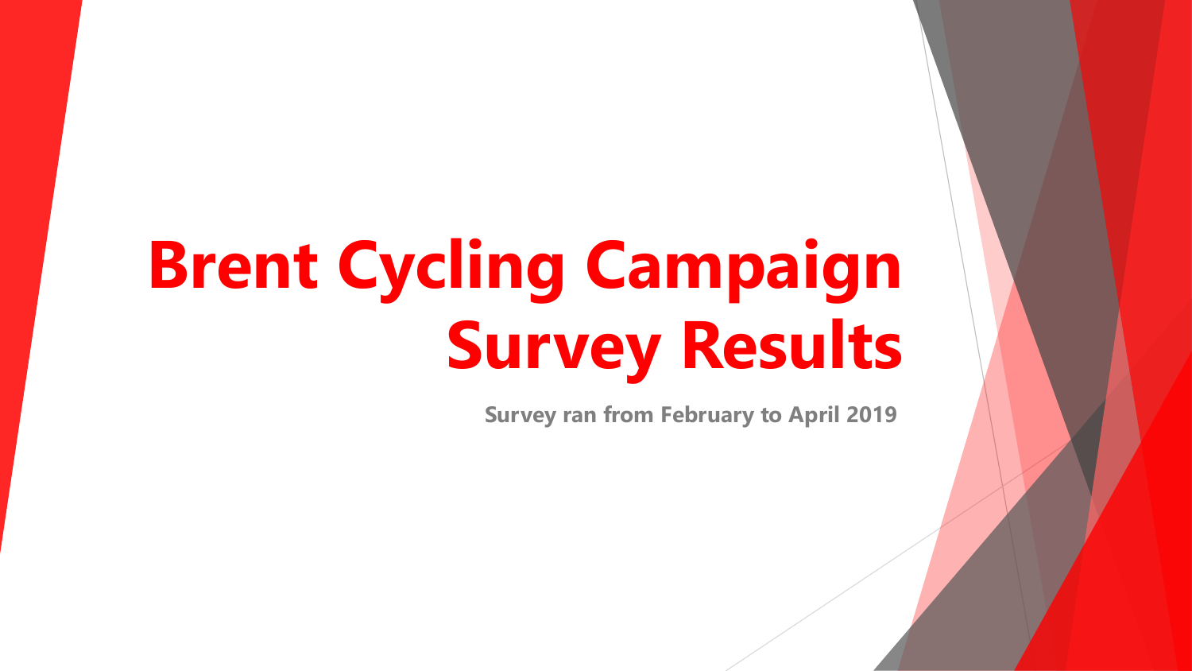# Brent Cycling Campaign Survey Results

**Survey ran from February to April 2019**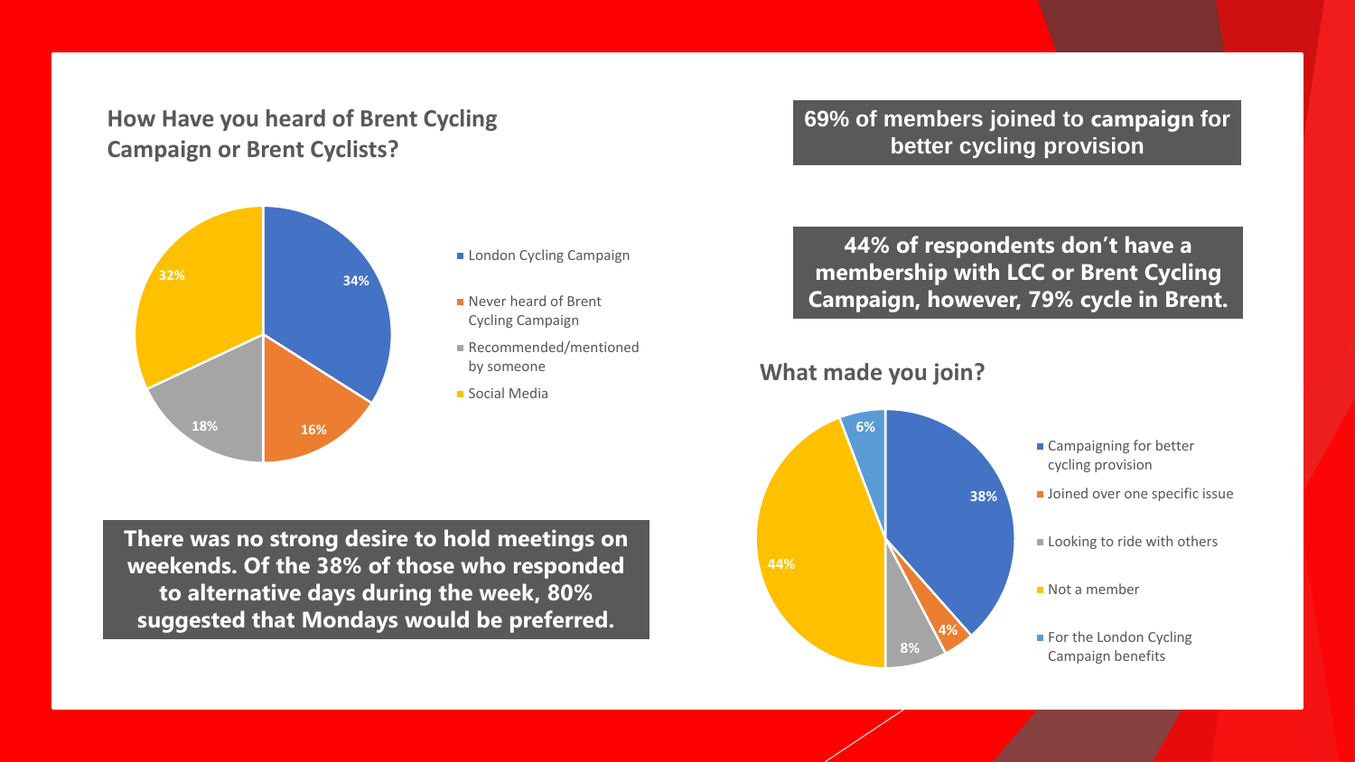## How Have you heard of Brent Cycling Campaign or Brent Cyclists?

| Source | Percentage |
| --- | --- |
| London Cycling Campaign | 34% |
| Never heard of Brent Cycling Campaign | 16% |
| Recommended/mentioned by someone | 18% |
| Social Media | 32% |

**There was no strong desire to hold meetings on weekends. Of the 38% of those who responded to alternative days during the week, 80% suggested that Mondays would be preferred.**

**69% of members joined to campaign for better cycling provision**

**44% of respondents don't have a membership with LCC or Brent Cycling Campaign, however, 79% cycle in Brent.**

## What made you join?

| Reason | Percentage |
| --- | --- |
| Campaigning for better cycling provision | 38% |
| Joined over one specific issue | 4% |
| Looking to ride with others | 8% |
| Not a member | 44% |
| For the London Cycling Campaign benefits | 6% |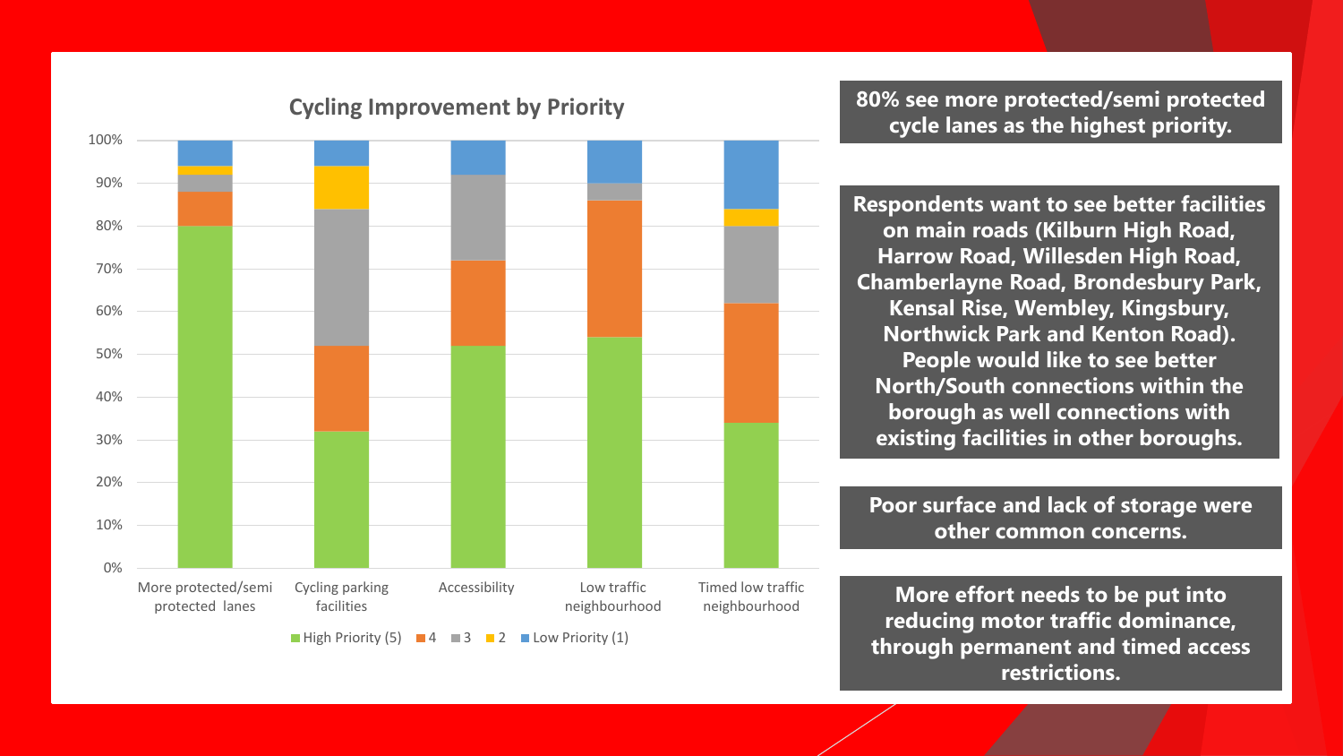## Cycling Improvement by Priority

- More protected/semi protected lanes
- Cycling parking facilities
- Accessibility
- Low traffic neighbourhood
- Timed low traffic neighbourhood

High Priority (5) | 4 | 3 | 2 | Low Priority (1)

**80% see more protected/semi protected cycle lanes as the highest priority.**

**Respondents want to see better facilities on main roads (Kilburn High Road, Harrow Road, Willesden High Road, Chamberlayne Road, Brondesbury Park, Kensal Rise, Wembley, Kingsbury, Northwick Park and Kenton Road). People would like to see better North/South connections within the borough as well connections with existing facilities in other boroughs.**

**Poor surface and lack of storage were other common concerns.**

**More effort needs to be put into reducing motor traffic dominance, through permanent and timed access restrictions.**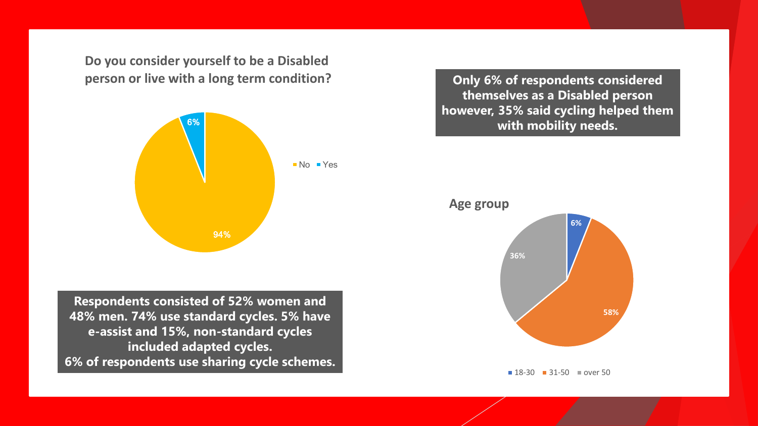**Do you consider yourself to be a Disabled person or live with a long term condition?**

- No: 94%
- Yes: 6%

**Only 6% of respondents considered themselves as a Disabled person however, 35% said cycling helped them with mobility needs.**

**Age group**

- 18-30: 6%
- 31-50: 58%
- over 50: 36%

**Respondents consisted of 52% women and 48% men. 74% use standard cycles. 5% have e-assist and 15%, non-standard cycles included adapted cycles.**
**6% of respondents use sharing cycle schemes.**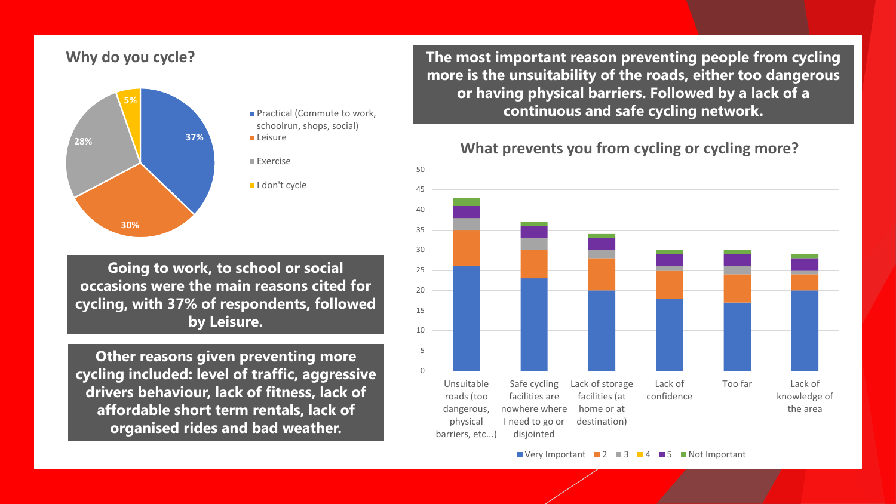## Why do you cycle?

- Practical (Commute to work, schoolrun, shops, social): 37%
- Leisure: 30%
- Exercise: 28%
- I don't cycle: 5%

**Going to work, to school or social occasions were the main reasons cited for cycling, with 37% of respondents, followed by Leisure.**

**Other reasons given preventing more cycling included: level of traffic, aggressive drivers behaviour, lack of fitness, lack of affordable short term rentals, lack of organised rides and bad weather.**

**The most important reason preventing people from cycling more is the unsuitability of the roads, either too dangerous or having physical barriers. Followed by a lack of a continuous and safe cycling network.**

## What prevents you from cycling or cycling more?

| | Very Important | 2 | 3 | 4 | 5 | Not Important |
|---|---|---|---|---|---|---|
| Unsuitable roads (too dangerous, physical barriers, etc...) | 26 | 9 | 3 | 0 | 3 | 2 |
| Safe cycling facilities are nowhere where I need to go or disjointed | 23 | 7 | 3 | 0 | 3 | 1 |
| Lack of storage facilities (at home or at destination) | 20 | 8 | 2 | 0 | 3 | 1 |
| Lack of confidence | 18 | 7 | 1 | 0 | 3 | 1 |
| Too far | 17 | 7 | 2 | 0 | 3 | 1 |
| Lack of knowledge of the area | 20 | 4 | 1 | 0 | 3 | 1 |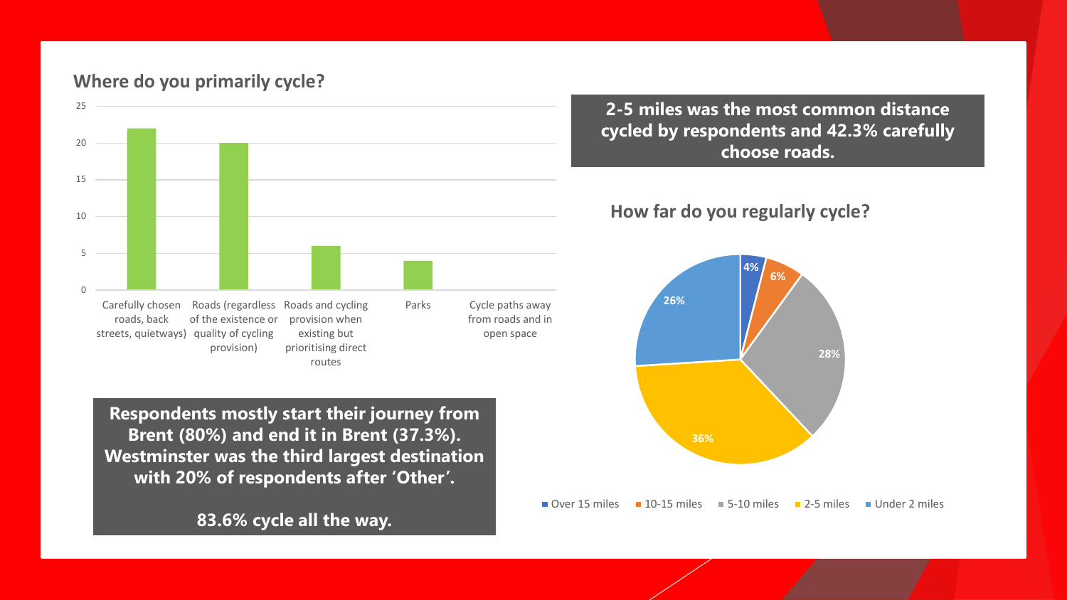## Where do you primarily cycle?

25
20
15
10
5
0

Carefully chosen roads, back streets, quietways)
Roads (regardless of the existence or quality of cycling provision)
Roads and cycling provision when existing but prioritising direct routes
Parks
Cycle paths away from roads and in open space

**2-5 miles was the most common distance cycled by respondents and 42.3% carefully choose roads.**

## How far do you regularly cycle?

4%
6%
28%
36%
26%

Over 15 miles
10-15 miles
5-10 miles
2-5 miles
Under 2 miles

**Respondents mostly start their journey from Brent (80%) and end it in Brent (37.3%). Westminster was the third largest destination with 20% of respondents after 'Other'.**

**83.6% cycle all the way.**